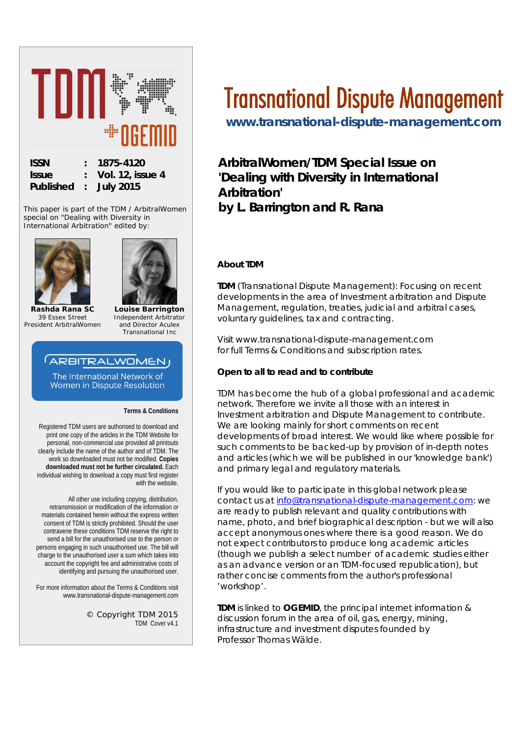# Transnational Dispute Management

**www.transnational-dispute-management.com**

## ArbitralWomen/TDM Special Issue on 'Dealing with Diversity in International Arbitration'
## by L. Barrington and R. Rana

| | | |
|---|---|---|
| **ISSN** | : | **1875-4120** |
| **Issue** | : | **Vol. 12, issue 4** |
| **Published** | : | **July 2015** |

This paper is part of the TDM / ArbitralWomen special on "Dealing with Diversity in International Arbitration" edited by:

**Rashda Rana SC**
39 Essex Street
President ArbitralWomen

**Louise Barrington**
Independent Arbitrator
and Director Aculex
Transnational Inc

ARBITRALWOMEN
The International Network of Women in Dispute Resolution

**Terms & Conditions**

Registered TDM users are authorised to download and print one copy of the articles in the TDM Website for personal, non-commercial use provided all printouts clearly include the name of the author and of TDM. The work so downloaded must not be modified. **Copies downloaded must not be further circulated.** Each individual wishing to download a copy must first register with the website.

All other use including copying, distribution, retransmission or modification of the information or materials contained herein without the express written consent of TDM is strictly prohibited. Should the user contravene these conditions TDM reserve the right to send a bill for the unauthorised use to the person or persons engaging in such unauthorised use. The bill will charge to the unauthorised user a sum which takes into account the copyright fee and administrative costs of identifying and pursuing the unauthorised user.

For more information about the Terms & Conditions visit www.transnational-dispute-management.com

© Copyright TDM 2015
TDM Cover v4.1

### About TDM

**TDM** (Transnational Dispute Management): Focusing on recent developments in the area of Investment arbitration and Dispute Management, regulation, treaties, judicial and arbitral cases, voluntary guidelines, tax and contracting.

Visit www.transnational-dispute-management.com for full Terms & Conditions and subscription rates.

### Open to all to read and to contribute

TDM has become the hub of a global professional and academic network. Therefore we invite all those with an interest in Investment arbitration and Dispute Management to contribute. We are looking mainly for short comments on recent developments of broad interest. We would like where possible for such comments to be backed-up by provision of in-depth notes and articles (which we will be published in our 'knowledge bank') and primary legal and regulatory materials.

If you would like to participate in this global network please contact us at info@transnational-dispute-management.com: we are ready to publish relevant and quality contributions with name, photo, and brief biographical description - but we will also accept anonymous ones where there is a good reason. We do not expect contributors to produce long academic articles (though we publish a select number of academic studies either as an advance version or an TDM-focused republication), but rather concise comments from the author's professional 'workshop'.

**TDM** is linked to **OGEMID**, the principal internet information & discussion forum in the area of oil, gas, energy, mining, infrastructure and investment disputes founded by Professor Thomas Wälde.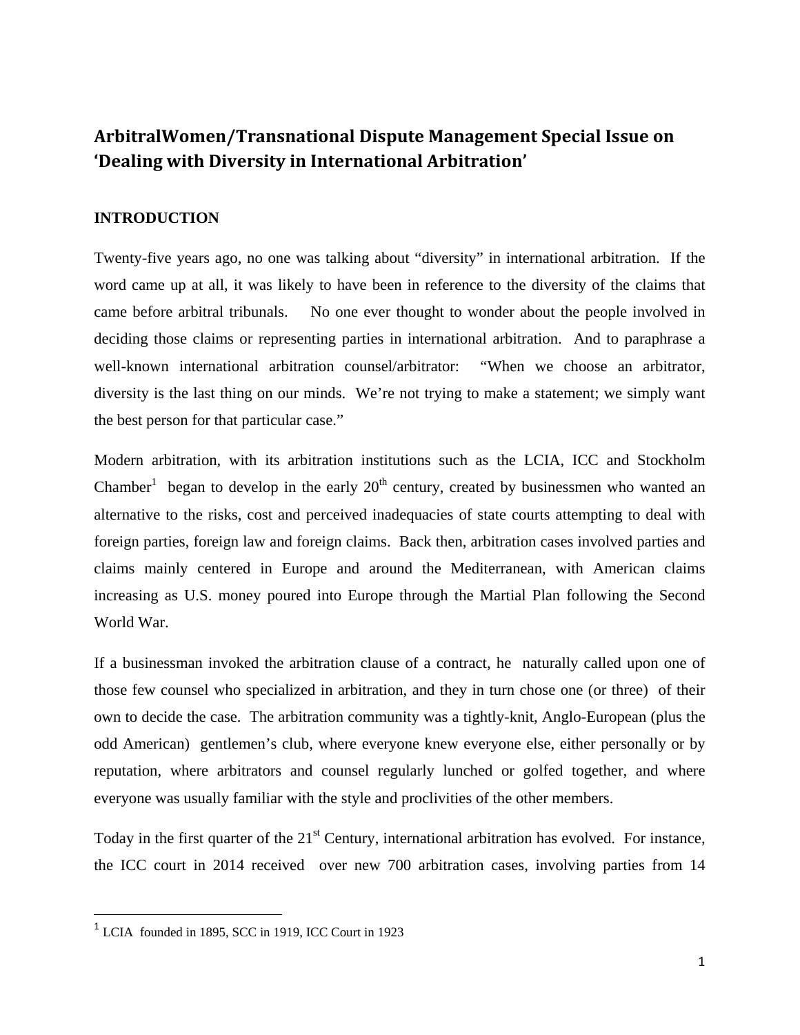## ArbitralWomen/Transnational Dispute Management Special Issue on 'Dealing with Diversity in International Arbitration'

### INTRODUCTION

Twenty-five years ago, no one was talking about "diversity" in international arbitration. If the word came up at all, it was likely to have been in reference to the diversity of the claims that came before arbitral tribunals. No one ever thought to wonder about the people involved in deciding those claims or representing parties in international arbitration. And to paraphrase a well-known international arbitration counsel/arbitrator: "When we choose an arbitrator, diversity is the last thing on our minds. We're not trying to make a statement; we simply want the best person for that particular case."

Modern arbitration, with its arbitration institutions such as the LCIA, ICC and Stockholm Chamber[1] began to develop in the early 20th century, created by businessmen who wanted an alternative to the risks, cost and perceived inadequacies of state courts attempting to deal with foreign parties, foreign law and foreign claims. Back then, arbitration cases involved parties and claims mainly centered in Europe and around the Mediterranean, with American claims increasing as U.S. money poured into Europe through the Martial Plan following the Second World War.

If a businessman invoked the arbitration clause of a contract, he naturally called upon one of those few counsel who specialized in arbitration, and they in turn chose one (or three) of their own to decide the case. The arbitration community was a tightly-knit, Anglo-European (plus the odd American) gentlemen's club, where everyone knew everyone else, either personally or by reputation, where arbitrators and counsel regularly lunched or golfed together, and where everyone was usually familiar with the style and proclivities of the other members.

Today in the first quarter of the 21st Century, international arbitration has evolved. For instance, the ICC court in 2014 received over new 700 arbitration cases, involving parties from 14

[1] LCIA founded in 1895, SCC in 1919, ICC Court in 1923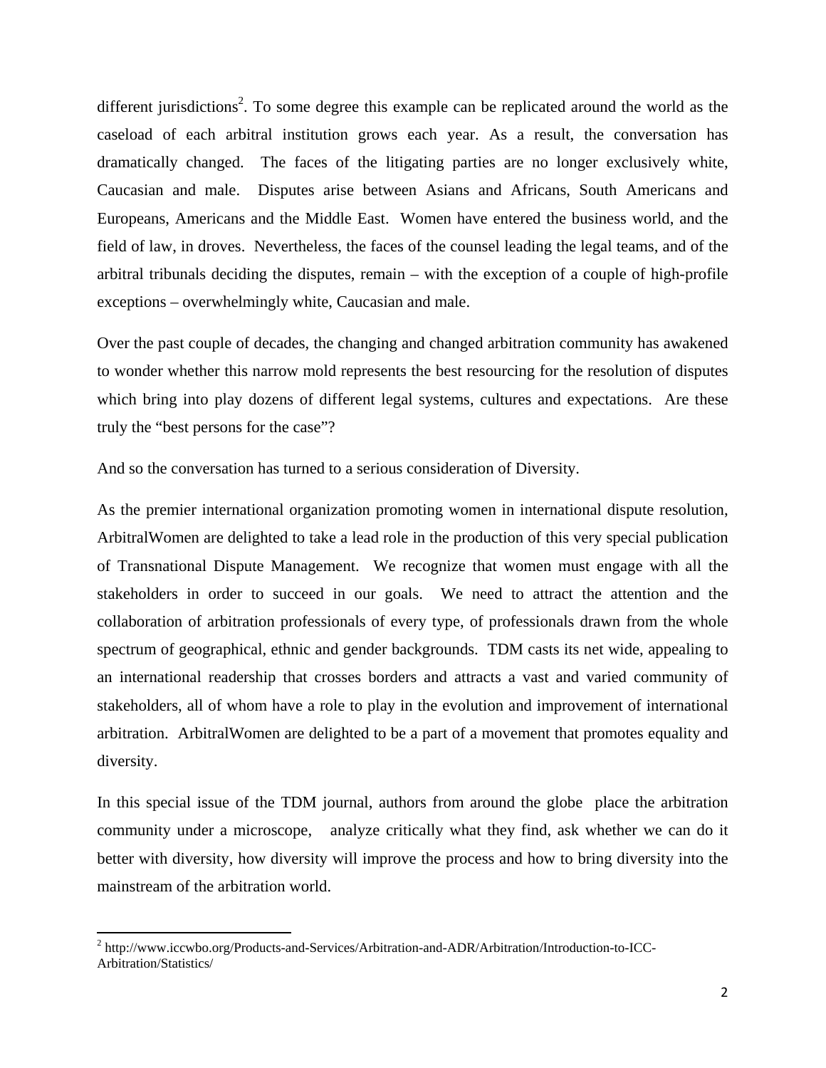different jurisdictions[2]. To some degree this example can be replicated around the world as the caseload of each arbitral institution grows each year. As a result, the conversation has dramatically changed. The faces of the litigating parties are no longer exclusively white, Caucasian and male. Disputes arise between Asians and Africans, South Americans and Europeans, Americans and the Middle East. Women have entered the business world, and the field of law, in droves. Nevertheless, the faces of the counsel leading the legal teams, and of the arbitral tribunals deciding the disputes, remain – with the exception of a couple of high-profile exceptions – overwhelmingly white, Caucasian and male.

Over the past couple of decades, the changing and changed arbitration community has awakened to wonder whether this narrow mold represents the best resourcing for the resolution of disputes which bring into play dozens of different legal systems, cultures and expectations. Are these truly the "best persons for the case"?

And so the conversation has turned to a serious consideration of Diversity.

As the premier international organization promoting women in international dispute resolution, ArbitralWomen are delighted to take a lead role in the production of this very special publication of Transnational Dispute Management. We recognize that women must engage with all the stakeholders in order to succeed in our goals. We need to attract the attention and the collaboration of arbitration professionals of every type, of professionals drawn from the whole spectrum of geographical, ethnic and gender backgrounds. TDM casts its net wide, appealing to an international readership that crosses borders and attracts a vast and varied community of stakeholders, all of whom have a role to play in the evolution and improvement of international arbitration. ArbitralWomen are delighted to be a part of a movement that promotes equality and diversity.

In this special issue of the TDM journal, authors from around the globe place the arbitration community under a microscope, analyze critically what they find, ask whether we can do it better with diversity, how diversity will improve the process and how to bring diversity into the mainstream of the arbitration world.

---

[2] http://www.iccwbo.org/Products-and-Services/Arbitration-and-ADR/Arbitration/Introduction-to-ICC-Arbitration/Statistics/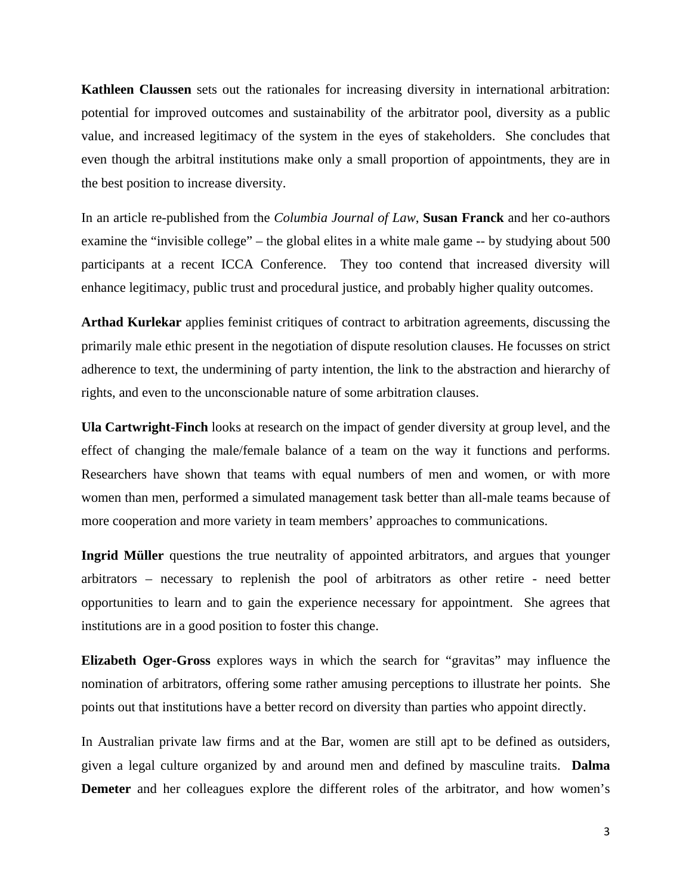**Kathleen Claussen** sets out the rationales for increasing diversity in international arbitration: potential for improved outcomes and sustainability of the arbitrator pool, diversity as a public value, and increased legitimacy of the system in the eyes of stakeholders. She concludes that even though the arbitral institutions make only a small proportion of appointments, they are in the best position to increase diversity.

In an article re-published from the *Columbia Journal of Law*, **Susan Franck** and her co-authors examine the "invisible college" – the global elites in a white male game -- by studying about 500 participants at a recent ICCA Conference. They too contend that increased diversity will enhance legitimacy, public trust and procedural justice, and probably higher quality outcomes.

**Arthad Kurlekar** applies feminist critiques of contract to arbitration agreements, discussing the primarily male ethic present in the negotiation of dispute resolution clauses. He focusses on strict adherence to text, the undermining of party intention, the link to the abstraction and hierarchy of rights, and even to the unconscionable nature of some arbitration clauses.

**Ula Cartwright-Finch** looks at research on the impact of gender diversity at group level, and the effect of changing the male/female balance of a team on the way it functions and performs. Researchers have shown that teams with equal numbers of men and women, or with more women than men, performed a simulated management task better than all-male teams because of more cooperation and more variety in team members' approaches to communications.

**Ingrid Müller** questions the true neutrality of appointed arbitrators, and argues that younger arbitrators – necessary to replenish the pool of arbitrators as other retire - need better opportunities to learn and to gain the experience necessary for appointment. She agrees that institutions are in a good position to foster this change.

**Elizabeth Oger-Gross** explores ways in which the search for "gravitas" may influence the nomination of arbitrators, offering some rather amusing perceptions to illustrate her points. She points out that institutions have a better record on diversity than parties who appoint directly.

In Australian private law firms and at the Bar, women are still apt to be defined as outsiders, given a legal culture organized by and around men and defined by masculine traits. **Dalma Demeter** and her colleagues explore the different roles of the arbitrator, and how women's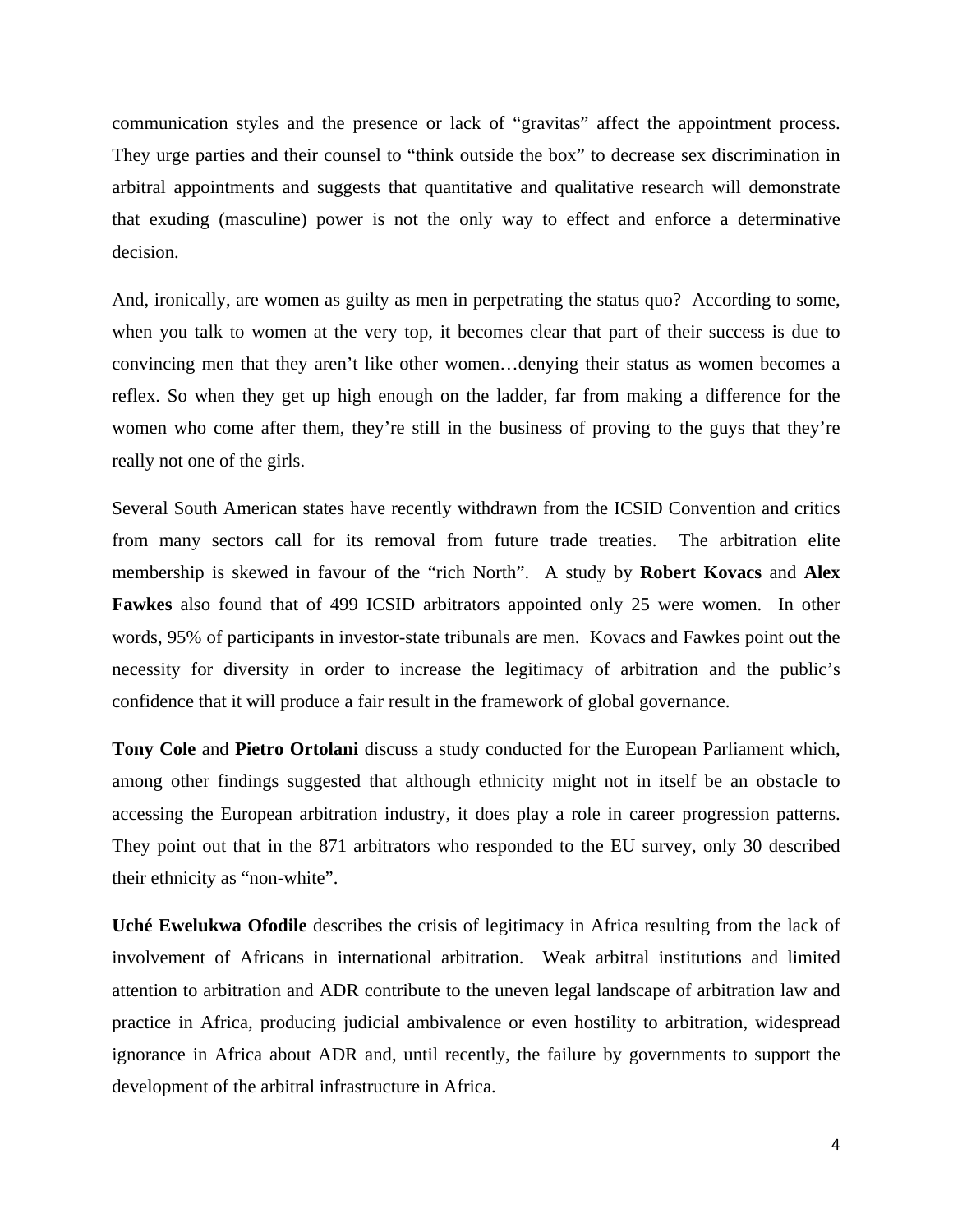communication styles and the presence or lack of "gravitas" affect the appointment process. They urge parties and their counsel to "think outside the box" to decrease sex discrimination in arbitral appointments and suggests that quantitative and qualitative research will demonstrate that exuding (masculine) power is not the only way to effect and enforce a determinative decision.

And, ironically, are women as guilty as men in perpetrating the status quo? According to some, when you talk to women at the very top, it becomes clear that part of their success is due to convincing men that they aren't like other women…denying their status as women becomes a reflex. So when they get up high enough on the ladder, far from making a difference for the women who come after them, they're still in the business of proving to the guys that they're really not one of the girls.

Several South American states have recently withdrawn from the ICSID Convention and critics from many sectors call for its removal from future trade treaties. The arbitration elite membership is skewed in favour of the "rich North". A study by **Robert Kovacs** and **Alex Fawkes** also found that of 499 ICSID arbitrators appointed only 25 were women. In other words, 95% of participants in investor-state tribunals are men. Kovacs and Fawkes point out the necessity for diversity in order to increase the legitimacy of arbitration and the public's confidence that it will produce a fair result in the framework of global governance.

**Tony Cole** and **Pietro Ortolani** discuss a study conducted for the European Parliament which, among other findings suggested that although ethnicity might not in itself be an obstacle to accessing the European arbitration industry, it does play a role in career progression patterns. They point out that in the 871 arbitrators who responded to the EU survey, only 30 described their ethnicity as "non-white".

**Uché Ewelukwa Ofodile** describes the crisis of legitimacy in Africa resulting from the lack of involvement of Africans in international arbitration. Weak arbitral institutions and limited attention to arbitration and ADR contribute to the uneven legal landscape of arbitration law and practice in Africa, producing judicial ambivalence or even hostility to arbitration, widespread ignorance in Africa about ADR and, until recently, the failure by governments to support the development of the arbitral infrastructure in Africa.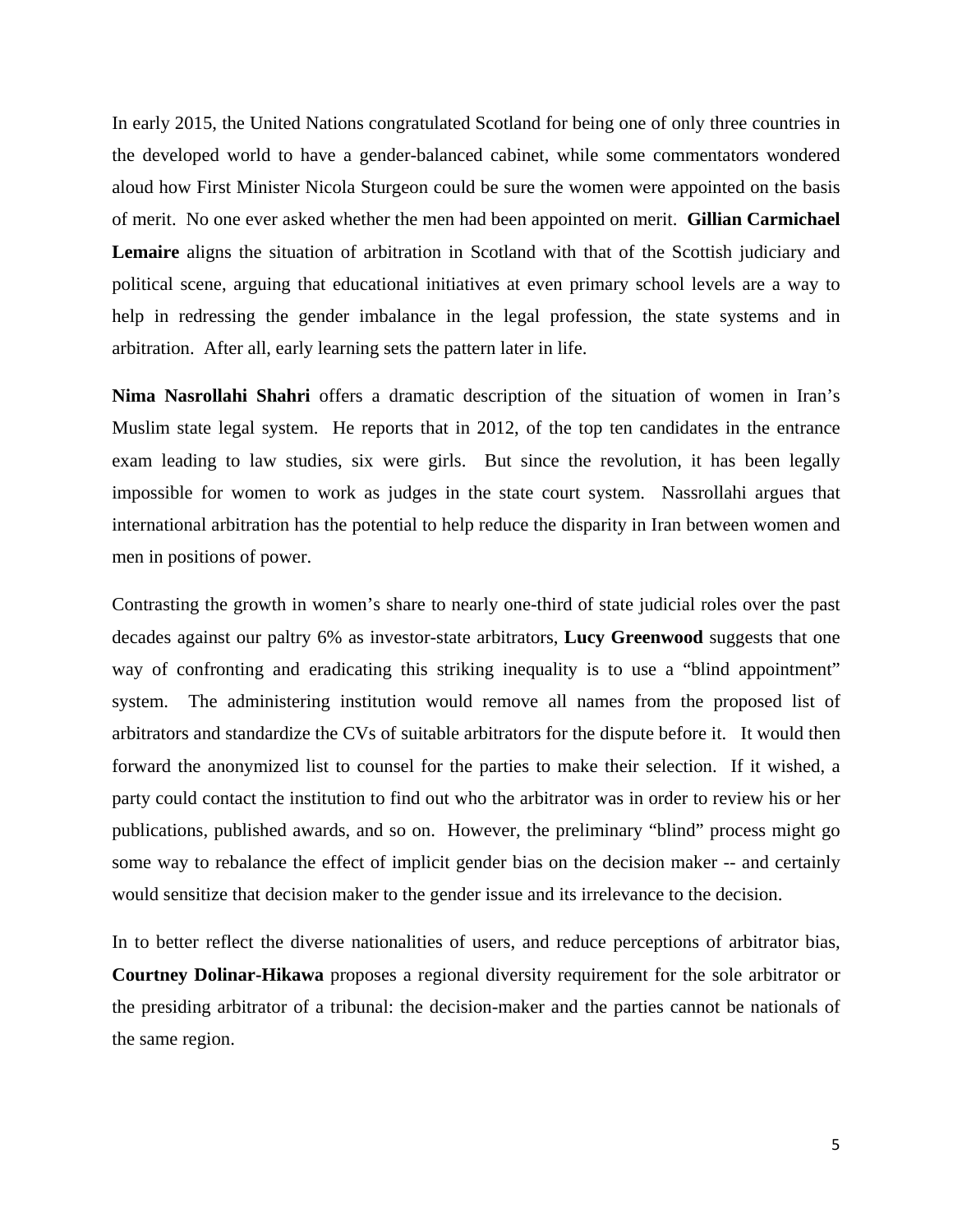In early 2015, the United Nations congratulated Scotland for being one of only three countries in the developed world to have a gender-balanced cabinet, while some commentators wondered aloud how First Minister Nicola Sturgeon could be sure the women were appointed on the basis of merit.  No one ever asked whether the men had been appointed on merit.  **Gillian Carmichael Lemaire** aligns the situation of arbitration in Scotland with that of the Scottish judiciary and political scene, arguing that educational initiatives at even primary school levels are a way to help in redressing the gender imbalance in the legal profession, the state systems and in arbitration.  After all, early learning sets the pattern later in life.

**Nima Nasrollahi Shahri** offers a dramatic description of the situation of women in Iran's Muslim state legal system.  He reports that in 2012, of the top ten candidates in the entrance exam leading to law studies, six were girls.  But since the revolution, it has been legally impossible for women to work as judges in the state court system.  Nassrollahi argues that international arbitration has the potential to help reduce the disparity in Iran between women and men in positions of power.

Contrasting the growth in women's share to nearly one-third of state judicial roles over the past decades against our paltry 6% as investor-state arbitrators, **Lucy Greenwood** suggests that one way of confronting and eradicating this striking inequality is to use a "blind appointment" system.  The administering institution would remove all names from the proposed list of arbitrators and standardize the CVs of suitable arbitrators for the dispute before it.  It would then forward the anonymized list to counsel for the parties to make their selection.  If it wished, a party could contact the institution to find out who the arbitrator was in order to review his or her publications, published awards, and so on.  However, the preliminary "blind" process might go some way to rebalance the effect of implicit gender bias on the decision maker -- and certainly would sensitize that decision maker to the gender issue and its irrelevance to the decision.

In to better reflect the diverse nationalities of users, and reduce perceptions of arbitrator bias, **Courtney Dolinar-Hikawa** proposes a regional diversity requirement for the sole arbitrator or the presiding arbitrator of a tribunal: the decision-maker and the parties cannot be nationals of the same region.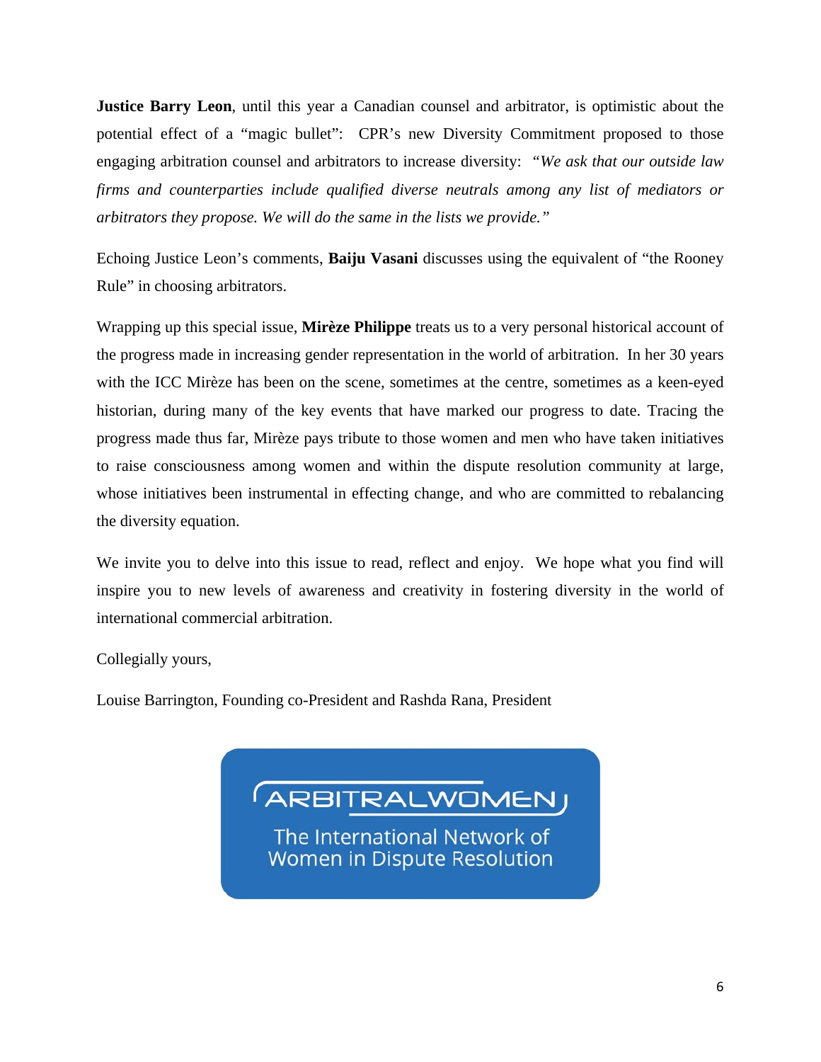**Justice Barry Leon**, until this year a Canadian counsel and arbitrator, is optimistic about the potential effect of a "magic bullet": CPR's new Diversity Commitment proposed to those engaging arbitration counsel and arbitrators to increase diversity: *"We ask that our outside law firms and counterparties include qualified diverse neutrals among any list of mediators or arbitrators they propose. We will do the same in the lists we provide."*

Echoing Justice Leon's comments, **Baiju Vasani** discusses using the equivalent of "the Rooney Rule" in choosing arbitrators.

Wrapping up this special issue, **Mirèze Philippe** treats us to a very personal historical account of the progress made in increasing gender representation in the world of arbitration. In her 30 years with the ICC Mirèze has been on the scene, sometimes at the centre, sometimes as a keen-eyed historian, during many of the key events that have marked our progress to date. Tracing the progress made thus far, Mirèze pays tribute to those women and men who have taken initiatives to raise consciousness among women and within the dispute resolution community at large, whose initiatives been instrumental in effecting change, and who are committed to rebalancing the diversity equation.

We invite you to delve into this issue to read, reflect and enjoy. We hope what you find will inspire you to new levels of awareness and creativity in fostering diversity in the world of international commercial arbitration.

Collegially yours,

Louise Barrington, Founding co-President and Rashda Rana, President

ARBITRALWOMEN

The International Network of Women in Dispute Resolution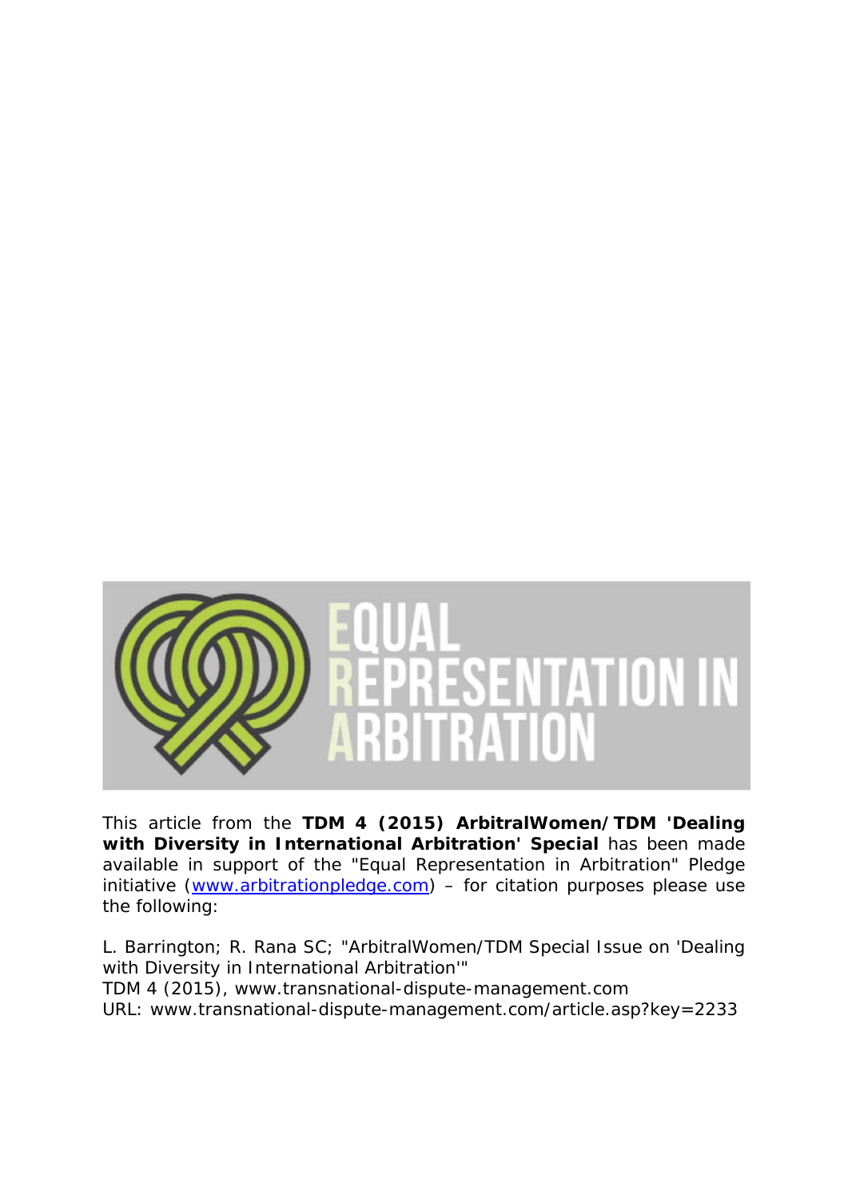This article from the **TDM 4 (2015) ArbitralWomen/TDM 'Dealing with Diversity in International Arbitration' Special** has been made available in support of the "Equal Representation in Arbitration" Pledge initiative ([www.arbitrationpledge.com](http://www.arbitrationpledge.com)) – for citation purposes please use the following:

L. Barrington; R. Rana SC; "ArbitralWomen/TDM Special Issue on 'Dealing with Diversity in International Arbitration'"
TDM 4 (2015), www.transnational-dispute-management.com
URL: www.transnational-dispute-management.com/article.asp?key=2233